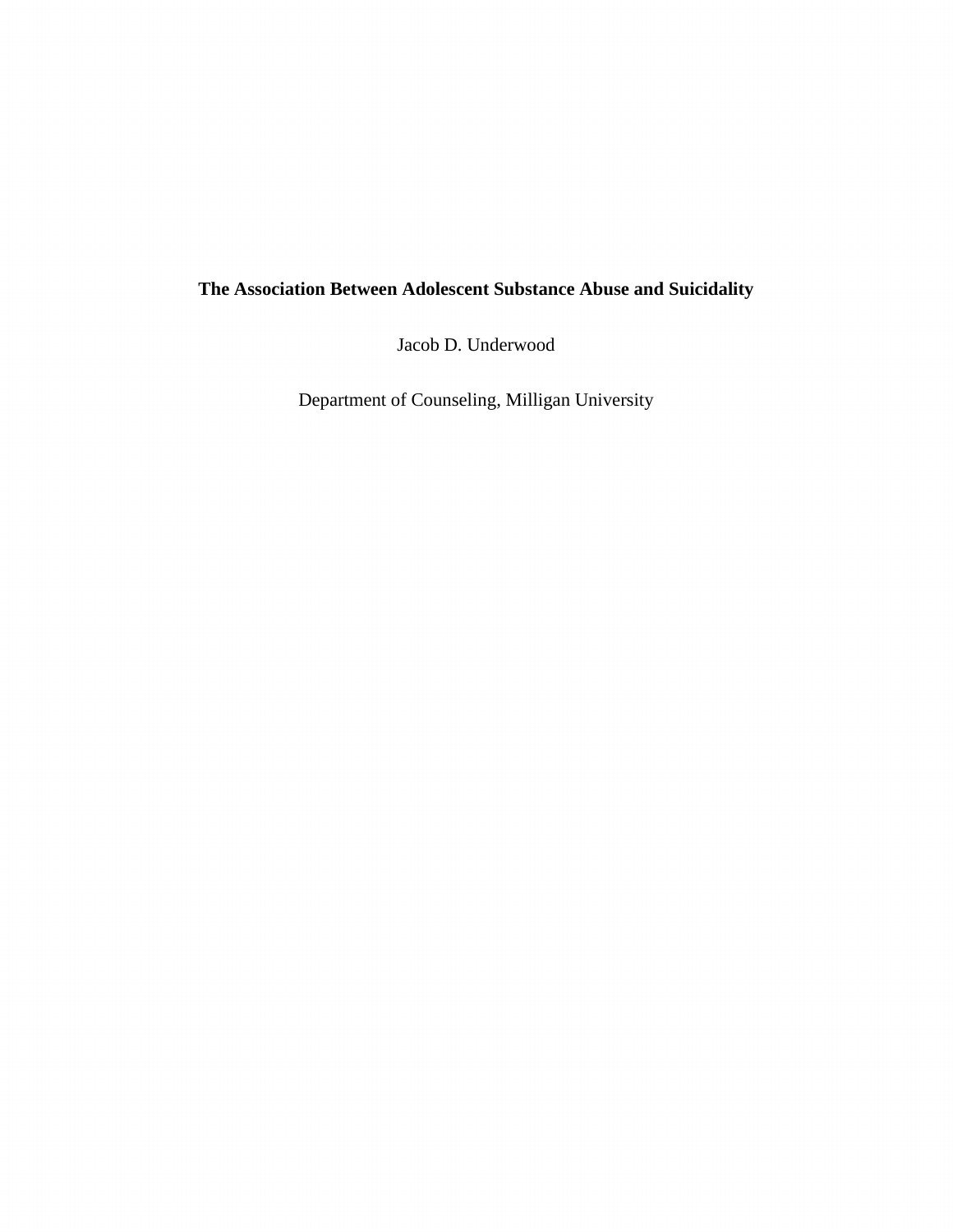# The Association Between Adolescent Substance Abuse and Suicidality

Jacob D. Underwood

Department of Counseling, Milligan University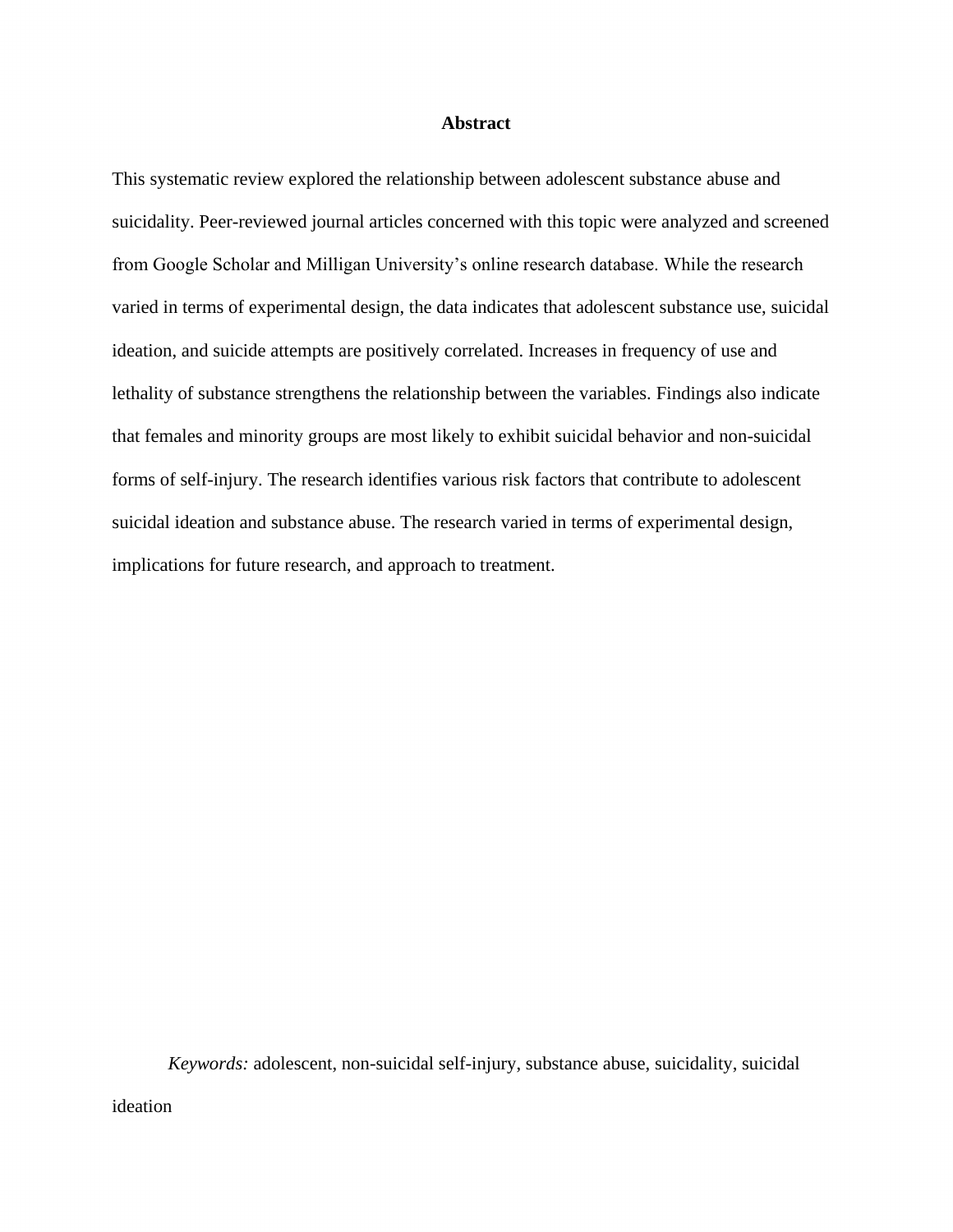## Abstract

This systematic review explored the relationship between adolescent substance abuse and suicidality. Peer-reviewed journal articles concerned with this topic were analyzed and screened from Google Scholar and Milligan University's online research database. While the research varied in terms of experimental design, the data indicates that adolescent substance use, suicidal ideation, and suicide attempts are positively correlated. Increases in frequency of use and lethality of substance strengthens the relationship between the variables. Findings also indicate that females and minority groups are most likely to exhibit suicidal behavior and non-suicidal forms of self-injury. The research identifies various risk factors that contribute to adolescent suicidal ideation and substance abuse. The research varied in terms of experimental design, implications for future research, and approach to treatment.

*Keywords:* adolescent, non-suicidal self-injury, substance abuse, suicidality, suicidal ideation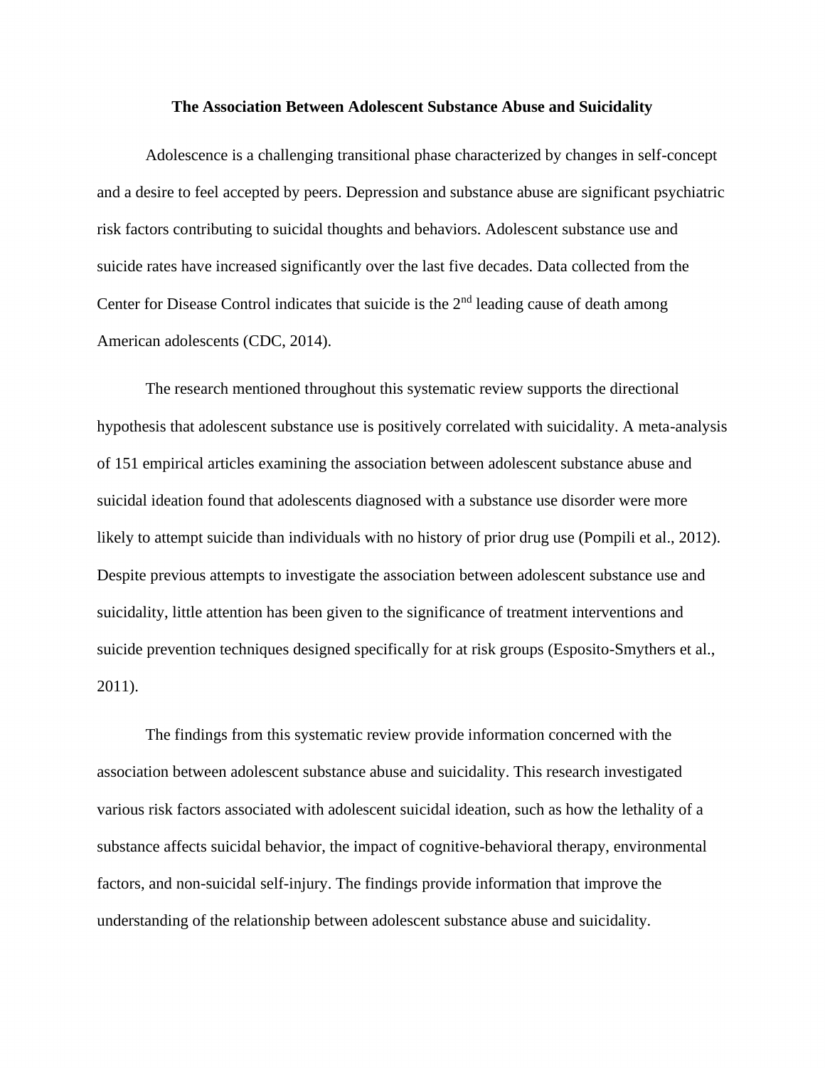# The Association Between Adolescent Substance Abuse and Suicidality

Adolescence is a challenging transitional phase characterized by changes in self-concept and a desire to feel accepted by peers. Depression and substance abuse are significant psychiatric risk factors contributing to suicidal thoughts and behaviors. Adolescent substance use and suicide rates have increased significantly over the last five decades. Data collected from the Center for Disease Control indicates that suicide is the 2nd leading cause of death among American adolescents (CDC, 2014).

The research mentioned throughout this systematic review supports the directional hypothesis that adolescent substance use is positively correlated with suicidality. A meta-analysis of 151 empirical articles examining the association between adolescent substance abuse and suicidal ideation found that adolescents diagnosed with a substance use disorder were more likely to attempt suicide than individuals with no history of prior drug use (Pompili et al., 2012). Despite previous attempts to investigate the association between adolescent substance use and suicidality, little attention has been given to the significance of treatment interventions and suicide prevention techniques designed specifically for at risk groups (Esposito-Smythers et al., 2011).

The findings from this systematic review provide information concerned with the association between adolescent substance abuse and suicidality. This research investigated various risk factors associated with adolescent suicidal ideation, such as how the lethality of a substance affects suicidal behavior, the impact of cognitive-behavioral therapy, environmental factors, and non-suicidal self-injury. The findings provide information that improve the understanding of the relationship between adolescent substance abuse and suicidality.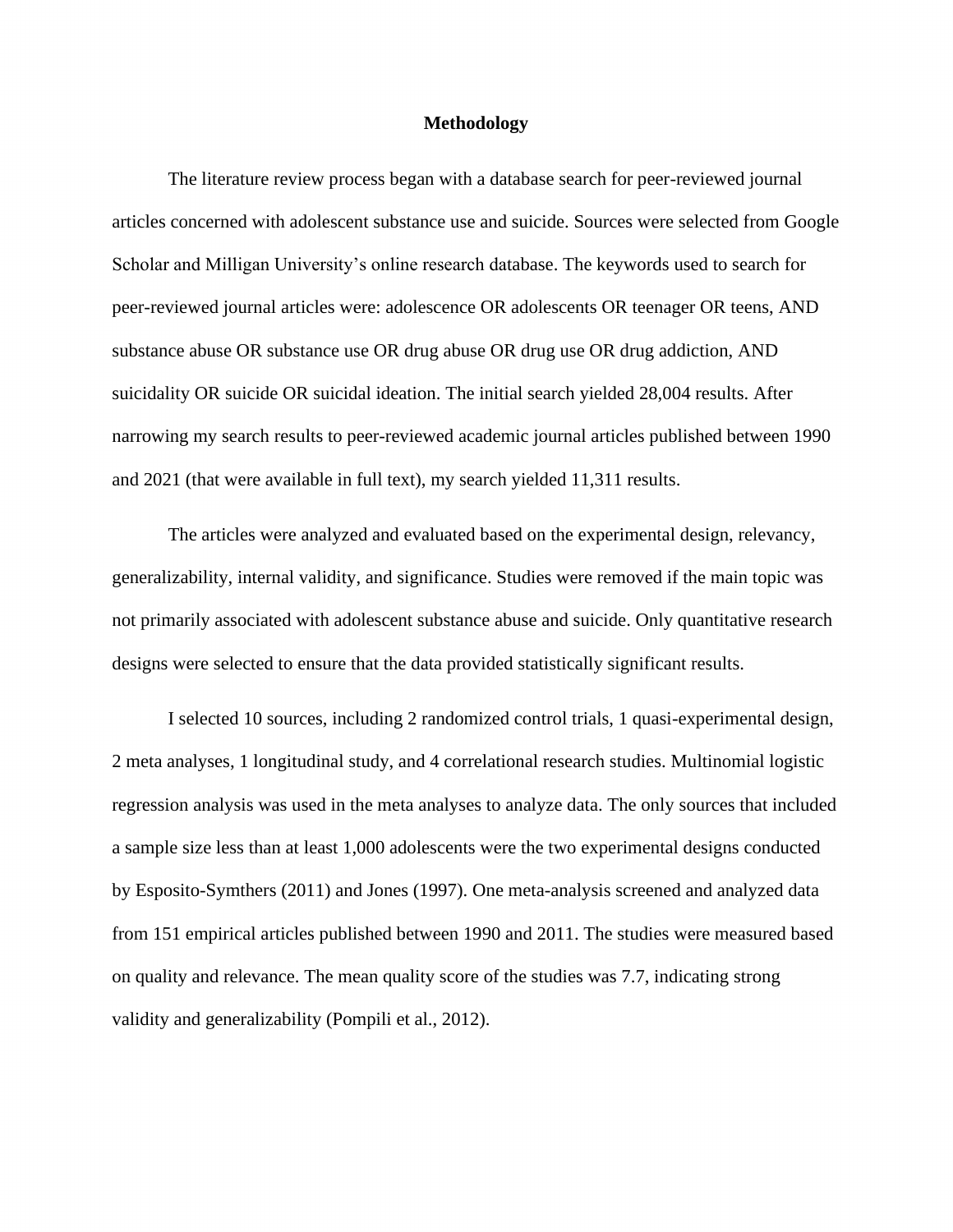# Methodology

The literature review process began with a database search for peer-reviewed journal articles concerned with adolescent substance use and suicide. Sources were selected from Google Scholar and Milligan University's online research database. The keywords used to search for peer-reviewed journal articles were: adolescence OR adolescents OR teenager OR teens, AND substance abuse OR substance use OR drug abuse OR drug use OR drug addiction, AND suicidality OR suicide OR suicidal ideation. The initial search yielded 28,004 results. After narrowing my search results to peer-reviewed academic journal articles published between 1990 and 2021 (that were available in full text), my search yielded 11,311 results.

The articles were analyzed and evaluated based on the experimental design, relevancy, generalizability, internal validity, and significance. Studies were removed if the main topic was not primarily associated with adolescent substance abuse and suicide. Only quantitative research designs were selected to ensure that the data provided statistically significant results.

I selected 10 sources, including 2 randomized control trials, 1 quasi-experimental design, 2 meta analyses, 1 longitudinal study, and 4 correlational research studies. Multinomial logistic regression analysis was used in the meta analyses to analyze data. The only sources that included a sample size less than at least 1,000 adolescents were the two experimental designs conducted by Esposito-Symthers (2011) and Jones (1997). One meta-analysis screened and analyzed data from 151 empirical articles published between 1990 and 2011. The studies were measured based on quality and relevance. The mean quality score of the studies was 7.7, indicating strong validity and generalizability (Pompili et al., 2012).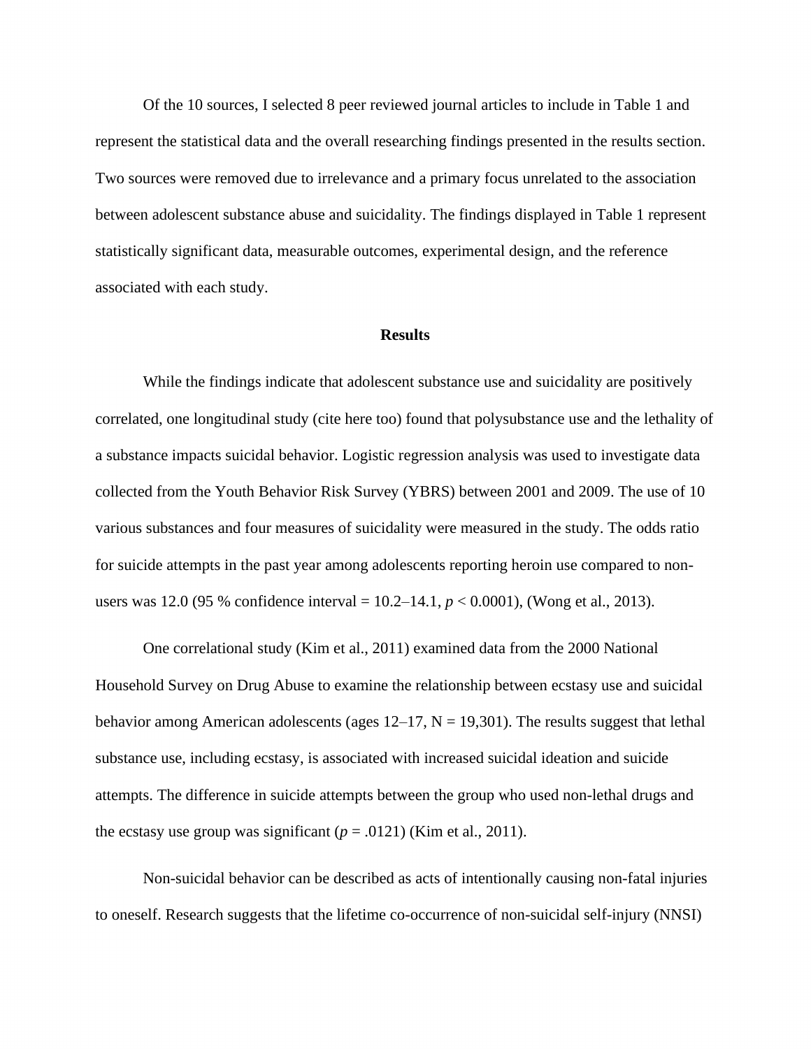Of the 10 sources, I selected 8 peer reviewed journal articles to include in Table 1 and represent the statistical data and the overall researching findings presented in the results section. Two sources were removed due to irrelevance and a primary focus unrelated to the association between adolescent substance abuse and suicidality. The findings displayed in Table 1 represent statistically significant data, measurable outcomes, experimental design, and the reference associated with each study.

## Results

While the findings indicate that adolescent substance use and suicidality are positively correlated, one longitudinal study (cite here too) found that polysubstance use and the lethality of a substance impacts suicidal behavior. Logistic regression analysis was used to investigate data collected from the Youth Behavior Risk Survey (YBRS) between 2001 and 2009. The use of 10 various substances and four measures of suicidality were measured in the study. The odds ratio for suicide attempts in the past year among adolescents reporting heroin use compared to non-users was 12.0 (95 % confidence interval = 10.2–14.1, $p < 0.0001$), (Wong et al., 2013).

One correlational study (Kim et al., 2011) examined data from the 2000 National Household Survey on Drug Abuse to examine the relationship between ecstasy use and suicidal behavior among American adolescents (ages 12–17, N = 19,301). The results suggest that lethal substance use, including ecstasy, is associated with increased suicidal ideation and suicide attempts. The difference in suicide attempts between the group who used non-lethal drugs and the ecstasy use group was significant ($p = .0121$) (Kim et al., 2011).

Non-suicidal behavior can be described as acts of intentionally causing non-fatal injuries to oneself. Research suggests that the lifetime co-occurrence of non-suicidal self-injury (NNSI)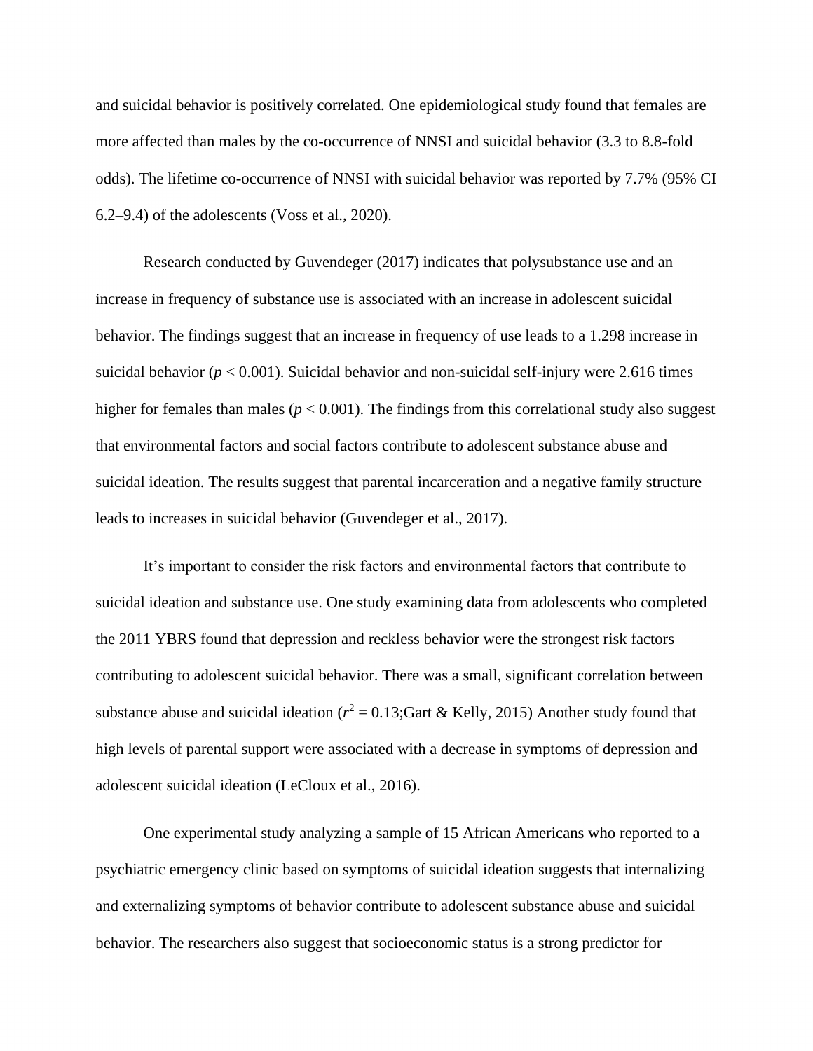and suicidal behavior is positively correlated. One epidemiological study found that females are more affected than males by the co-occurrence of NNSI and suicidal behavior (3.3 to 8.8-fold odds). The lifetime co-occurrence of NNSI with suicidal behavior was reported by 7.7% (95% CI 6.2–9.4) of the adolescents (Voss et al., 2020).

Research conducted by Guvendeger (2017) indicates that polysubstance use and an increase in frequency of substance use is associated with an increase in adolescent suicidal behavior. The findings suggest that an increase in frequency of use leads to a 1.298 increase in suicidal behavior ($p < 0.001$). Suicidal behavior and non-suicidal self-injury were 2.616 times higher for females than males ($p < 0.001$). The findings from this correlational study also suggest that environmental factors and social factors contribute to adolescent substance abuse and suicidal ideation. The results suggest that parental incarceration and a negative family structure leads to increases in suicidal behavior (Guvendeger et al., 2017).

It's important to consider the risk factors and environmental factors that contribute to suicidal ideation and substance use. One study examining data from adolescents who completed the 2011 YBRS found that depression and reckless behavior were the strongest risk factors contributing to adolescent suicidal behavior. There was a small, significant correlation between substance abuse and suicidal ideation ($r^2 = 0.13$;Gart & Kelly, 2015) Another study found that high levels of parental support were associated with a decrease in symptoms of depression and adolescent suicidal ideation (LeCloux et al., 2016).

One experimental study analyzing a sample of 15 African Americans who reported to a psychiatric emergency clinic based on symptoms of suicidal ideation suggests that internalizing and externalizing symptoms of behavior contribute to adolescent substance abuse and suicidal behavior. The researchers also suggest that socioeconomic status is a strong predictor for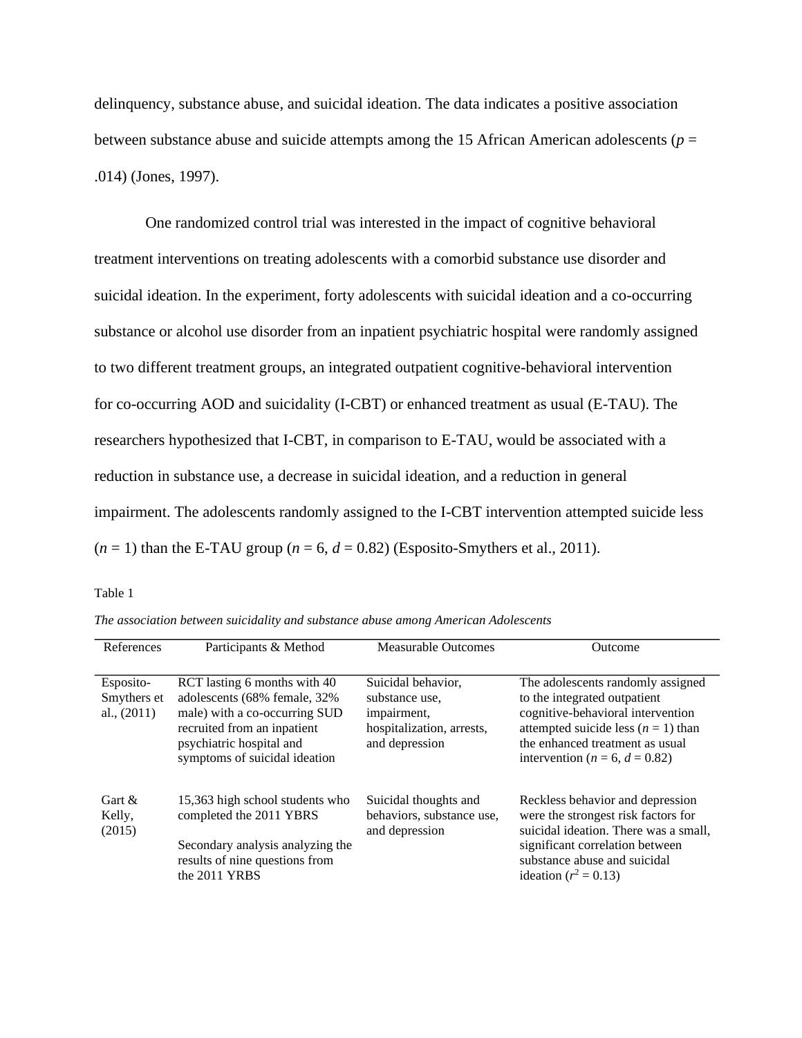delinquency, substance abuse, and suicidal ideation. The data indicates a positive association between substance abuse and suicide attempts among the 15 African American adolescents ($p$ = .014) (Jones, 1997).

One randomized control trial was interested in the impact of cognitive behavioral treatment interventions on treating adolescents with a comorbid substance use disorder and suicidal ideation. In the experiment, forty adolescents with suicidal ideation and a co-occurring substance or alcohol use disorder from an inpatient psychiatric hospital were randomly assigned to two different treatment groups, an integrated outpatient cognitive-behavioral intervention for co-occurring AOD and suicidality (I-CBT) or enhanced treatment as usual (E-TAU). The researchers hypothesized that I-CBT, in comparison to E-TAU, would be associated with a reduction in substance use, a decrease in suicidal ideation, and a reduction in general impairment. The adolescents randomly assigned to the I-CBT intervention attempted suicide less ($n$ = 1) than the E-TAU group ($n$ = 6, $d$ = 0.82) (Esposito-Smythers et al., 2011).

Table 1

*The association between suicidality and substance abuse among American Adolescents*

| References | Participants & Method | Measurable Outcomes | Outcome |
|---|---|---|---|
| Esposito-Smythers et al., (2011) | RCT lasting 6 months with 40 adolescents (68% female, 32% male) with a co-occurring SUD recruited from an inpatient psychiatric hospital and symptoms of suicidal ideation | Suicidal behavior, substance use, impairment, hospitalization, arrests, and depression | The adolescents randomly assigned to the integrated outpatient cognitive-behavioral intervention attempted suicide less ($n$ = 1) than the enhanced treatment as usual intervention ($n$ = 6, $d$ = 0.82) |
| Gart & Kelly, (2015) | 15,363 high school students who completed the 2011 YBRS<br><br>Secondary analysis analyzing the results of nine questions from the 2011 YRBS | Suicidal thoughts and behaviors, substance use, and depression | Reckless behavior and depression were the strongest risk factors for suicidal ideation. There was a small, significant correlation between substance abuse and suicidal ideation ($r^2$ = 0.13) |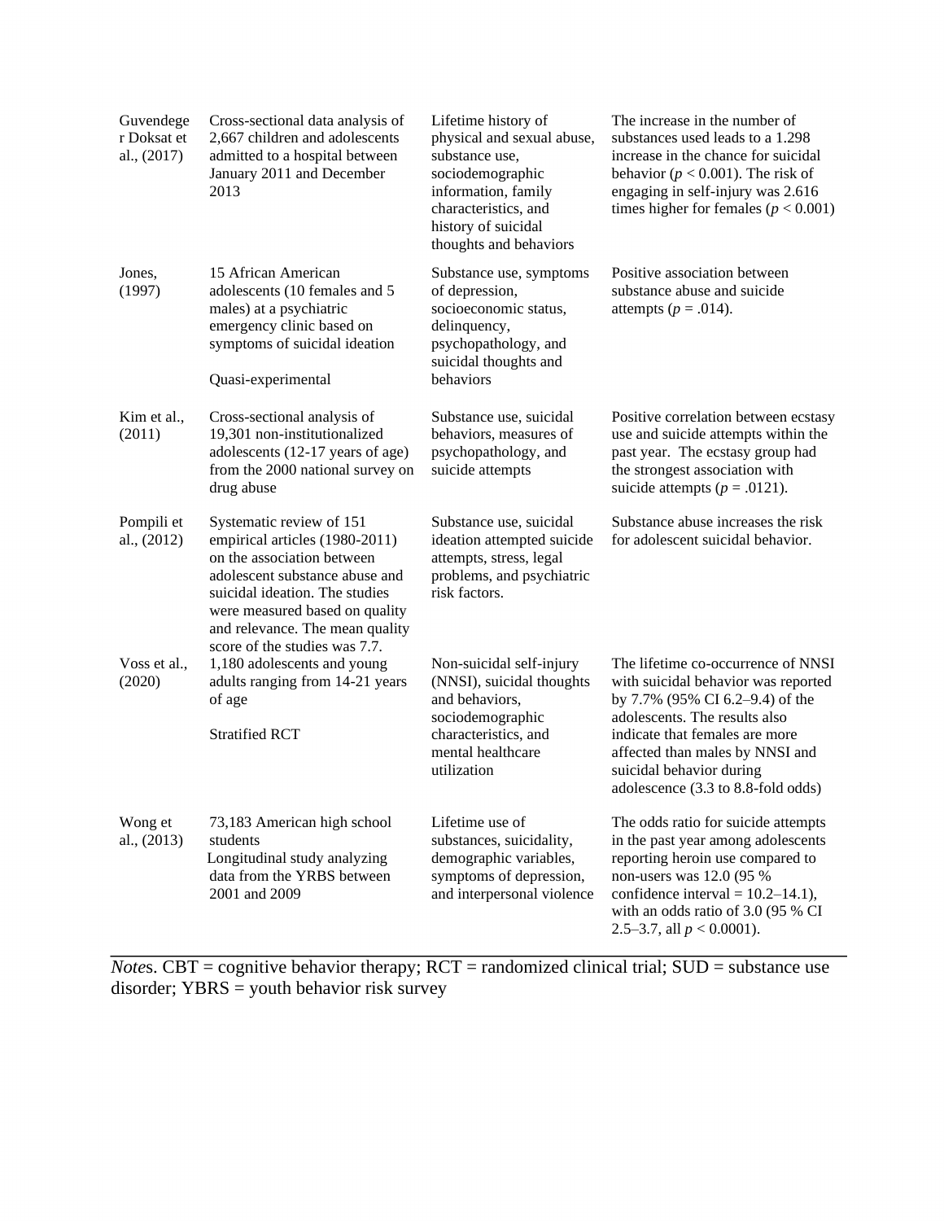| | | | |
|---|---|---|---|
| Guvendeger Doksat et al., (2017) | Cross-sectional data analysis of 2,667 children and adolescents admitted to a hospital between January 2011 and December 2013 | Lifetime history of physical and sexual abuse, substance use, sociodemographic information, family characteristics, and history of suicidal thoughts and behaviors | The increase in the number of substances used leads to a 1.298 increase in the chance for suicidal behavior ($p < 0.001$). The risk of engaging in self-injury was 2.616 times higher for females ($p < 0.001$) |
| Jones, (1997) | 15 African American adolescents (10 females and 5 males) at a psychiatric emergency clinic based on symptoms of suicidal ideation<br><br>Quasi-experimental | Substance use, symptoms of depression, socioeconomic status, delinquency, psychopathology, and suicidal thoughts and behaviors | Positive association between substance abuse and suicide attempts ($p = .014$). |
| Kim et al., (2011) | Cross-sectional analysis of 19,301 non-institutionalized adolescents (12-17 years of age) from the 2000 national survey on drug abuse | Substance use, suicidal behaviors, measures of psychopathology, and suicide attempts | Positive correlation between ecstasy use and suicide attempts within the past year. The ecstasy group had the strongest association with suicide attempts ($p = .0121$). |
| Pompili et al., (2012) | Systematic review of 151 empirical articles (1980-2011) on the association between adolescent substance abuse and suicidal ideation. The studies were measured based on quality and relevance. The mean quality score of the studies was 7.7. | Substance use, suicidal ideation attempted suicide attempts, stress, legal problems, and psychiatric risk factors. | Substance abuse increases the risk for adolescent suicidal behavior. |
| Voss et al., (2020) | 1,180 adolescents and young adults ranging from 14-21 years of age<br><br>Stratified RCT | Non-suicidal self-injury (NNSI), suicidal thoughts and behaviors, sociodemographic characteristics, and mental healthcare utilization | The lifetime co-occurrence of NNSI with suicidal behavior was reported by 7.7% (95% CI 6.2–9.4) of the adolescents. The results also indicate that females are more affected than males by NNSI and suicidal behavior during adolescence (3.3 to 8.8-fold odds) |
| Wong et al., (2013) | 73,183 American high school students<br>Longitudinal study analyzing data from the YRBS between 2001 and 2009 | Lifetime use of substances, suicidality, demographic variables, symptoms of depression, and interpersonal violence | The odds ratio for suicide attempts in the past year among adolescents reporting heroin use compared to non-users was 12.0 (95 % confidence interval = 10.2–14.1), with an odds ratio of 3.0 (95 % CI 2.5–3.7, all $p < 0.0001$). |

*Notes*. CBT = cognitive behavior therapy; RCT = randomized clinical trial; SUD = substance use disorder; YBRS = youth behavior risk survey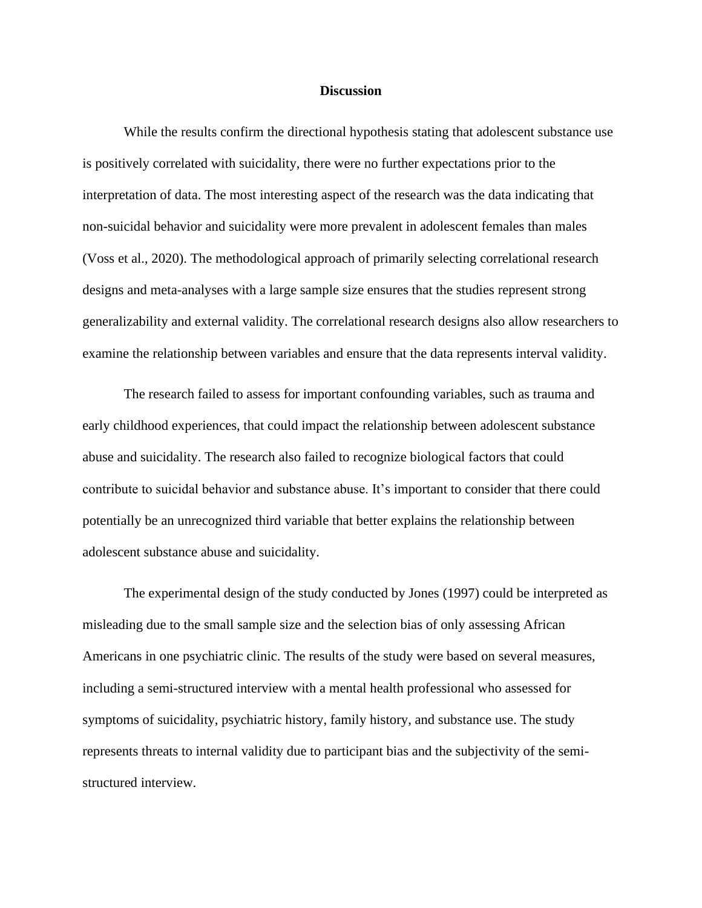## Discussion

While the results confirm the directional hypothesis stating that adolescent substance use is positively correlated with suicidality, there were no further expectations prior to the interpretation of data. The most interesting aspect of the research was the data indicating that non-suicidal behavior and suicidality were more prevalent in adolescent females than males (Voss et al., 2020). The methodological approach of primarily selecting correlational research designs and meta-analyses with a large sample size ensures that the studies represent strong generalizability and external validity. The correlational research designs also allow researchers to examine the relationship between variables and ensure that the data represents interval validity.

The research failed to assess for important confounding variables, such as trauma and early childhood experiences, that could impact the relationship between adolescent substance abuse and suicidality. The research also failed to recognize biological factors that could contribute to suicidal behavior and substance abuse. It's important to consider that there could potentially be an unrecognized third variable that better explains the relationship between adolescent substance abuse and suicidality.

The experimental design of the study conducted by Jones (1997) could be interpreted as misleading due to the small sample size and the selection bias of only assessing African Americans in one psychiatric clinic. The results of the study were based on several measures, including a semi-structured interview with a mental health professional who assessed for symptoms of suicidality, psychiatric history, family history, and substance use. The study represents threats to internal validity due to participant bias and the subjectivity of the semi-structured interview.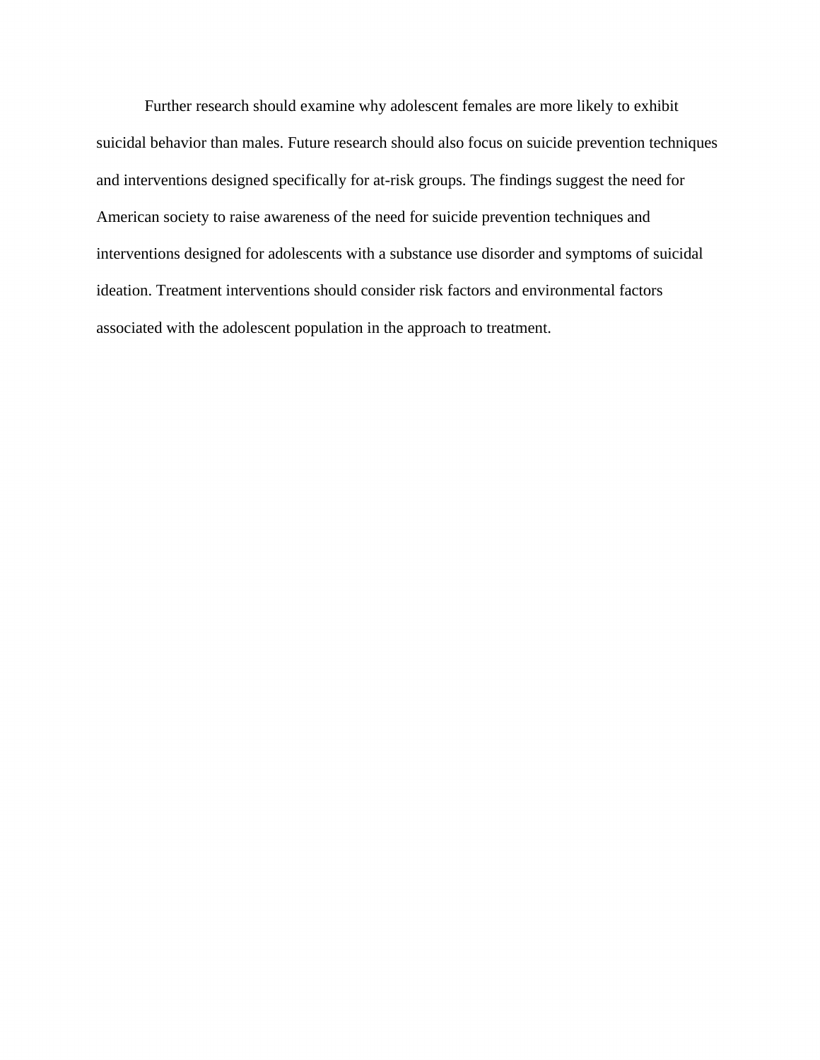Further research should examine why adolescent females are more likely to exhibit suicidal behavior than males. Future research should also focus on suicide prevention techniques and interventions designed specifically for at-risk groups. The findings suggest the need for American society to raise awareness of the need for suicide prevention techniques and interventions designed for adolescents with a substance use disorder and symptoms of suicidal ideation. Treatment interventions should consider risk factors and environmental factors associated with the adolescent population in the approach to treatment.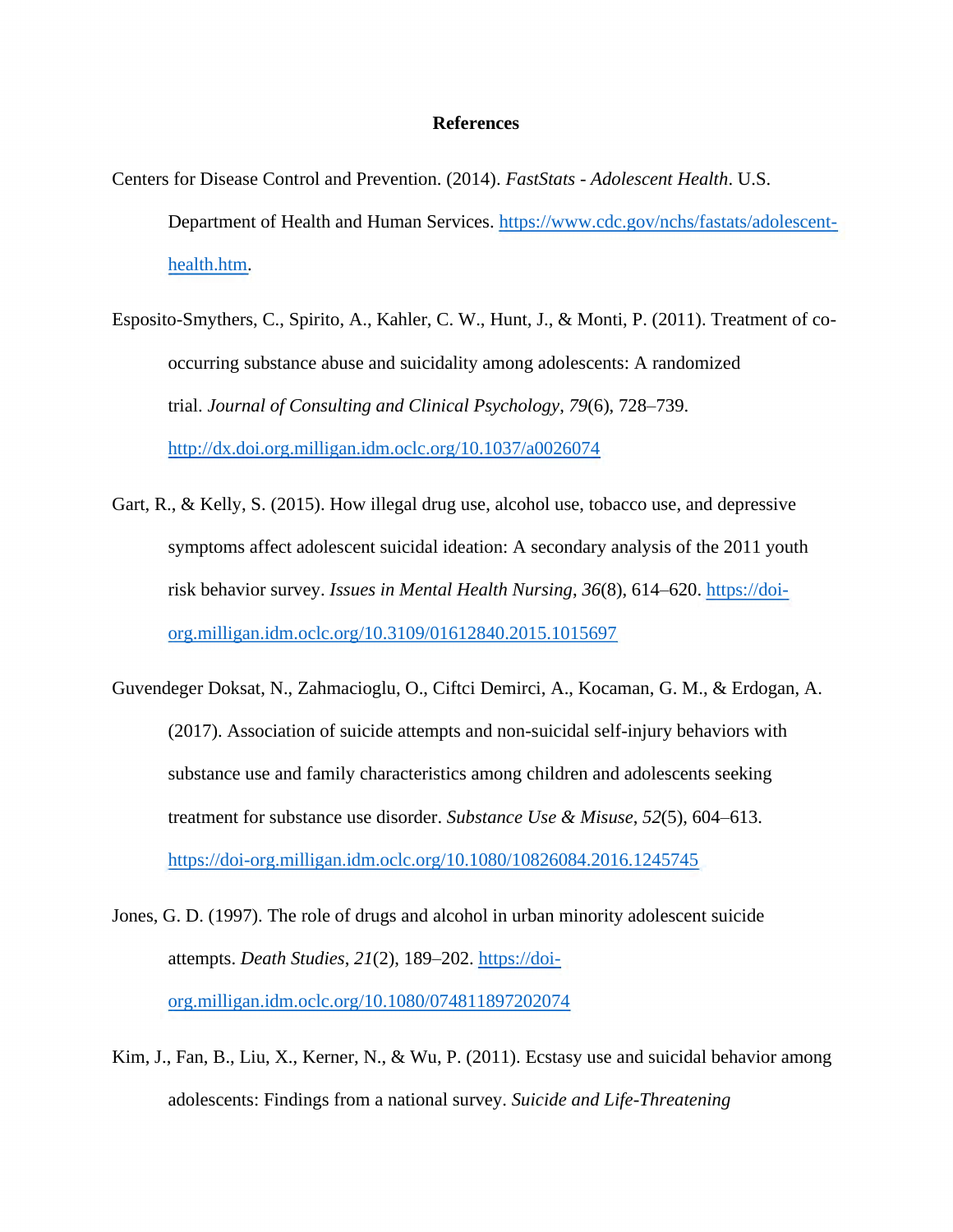# References

Centers for Disease Control and Prevention. (2014). *FastStats - Adolescent Health*. U.S. Department of Health and Human Services. https://www.cdc.gov/nchs/fastats/adolescent-health.htm.

Esposito-Smythers, C., Spirito, A., Kahler, C. W., Hunt, J., & Monti, P. (2011). Treatment of co-occurring substance abuse and suicidality among adolescents: A randomized trial. *Journal of Consulting and Clinical Psychology*, *79*(6), 728–739. http://dx.doi.org.milligan.idm.oclc.org/10.1037/a0026074

Gart, R., & Kelly, S. (2015). How illegal drug use, alcohol use, tobacco use, and depressive symptoms affect adolescent suicidal ideation: A secondary analysis of the 2011 youth risk behavior survey. *Issues in Mental Health Nursing*, *36*(8), 614–620. https://doi-org.milligan.idm.oclc.org/10.3109/01612840.2015.1015697

Guvendeger Doksat, N., Zahmacioglu, O., Ciftci Demirci, A., Kocaman, G. M., & Erdogan, A. (2017). Association of suicide attempts and non-suicidal self-injury behaviors with substance use and family characteristics among children and adolescents seeking treatment for substance use disorder. *Substance Use & Misuse*, *52*(5), 604–613. https://doi-org.milligan.idm.oclc.org/10.1080/10826084.2016.1245745

Jones, G. D. (1997). The role of drugs and alcohol in urban minority adolescent suicide attempts. *Death Studies*, *21*(2), 189–202. https://doi-org.milligan.idm.oclc.org/10.1080/074811897202074

Kim, J., Fan, B., Liu, X., Kerner, N., & Wu, P. (2011). Ecstasy use and suicidal behavior among adolescents: Findings from a national survey. *Suicide and Life-Threatening*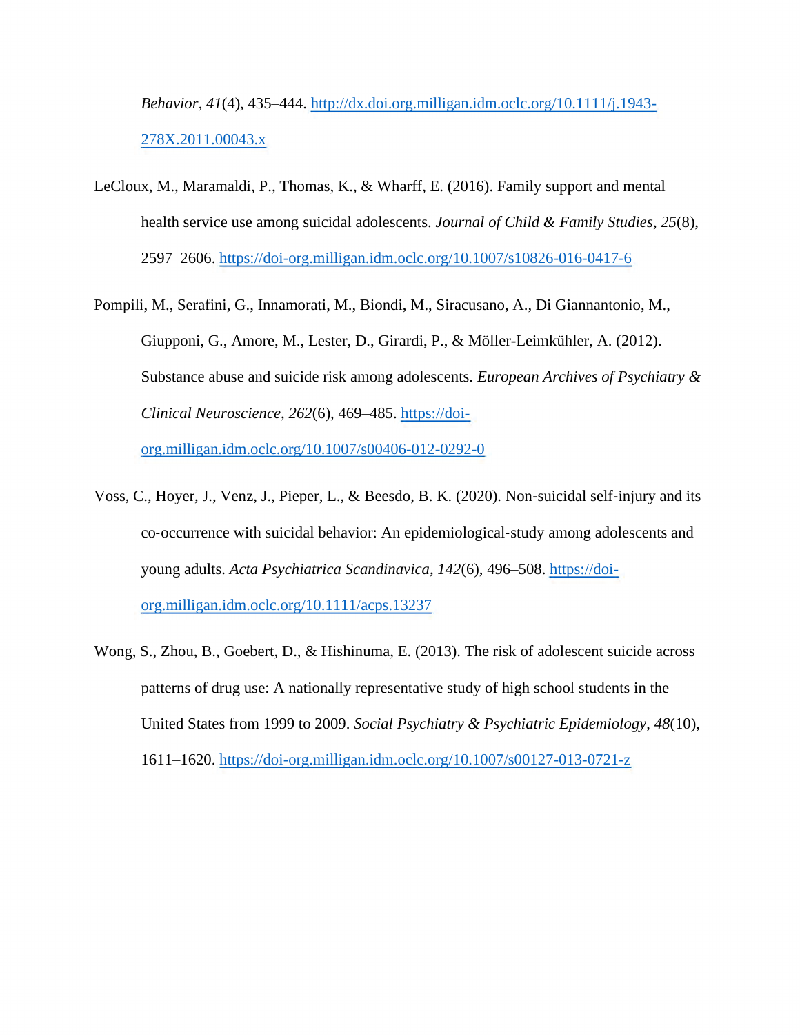*Behavior*, *41*(4), 435–444. http://dx.doi.org.milligan.idm.oclc.org/10.1111/j.1943-278X.2011.00043.x

LeCloux, M., Maramaldi, P., Thomas, K., & Wharff, E. (2016). Family support and mental health service use among suicidal adolescents. *Journal of Child & Family Studies*, *25*(8), 2597–2606. https://doi-org.milligan.idm.oclc.org/10.1007/s10826-016-0417-6

Pompili, M., Serafini, G., Innamorati, M., Biondi, M., Siracusano, A., Di Giannantonio, M., Giupponi, G., Amore, M., Lester, D., Girardi, P., & Möller-Leimkühler, A. (2012). Substance abuse and suicide risk among adolescents. *European Archives of Psychiatry & Clinical Neuroscience*, *262*(6), 469–485. https://doi-org.milligan.idm.oclc.org/10.1007/s00406-012-0292-0

Voss, C., Hoyer, J., Venz, J., Pieper, L., & Beesdo, B. K. (2020). Non-suicidal self-injury and its co-occurrence with suicidal behavior: An epidemiological-study among adolescents and young adults. *Acta Psychiatrica Scandinavica*, *142*(6), 496–508. https://doi-org.milligan.idm.oclc.org/10.1111/acps.13237

Wong, S., Zhou, B., Goebert, D., & Hishinuma, E. (2013). The risk of adolescent suicide across patterns of drug use: A nationally representative study of high school students in the United States from 1999 to 2009. *Social Psychiatry & Psychiatric Epidemiology*, *48*(10), 1611–1620. https://doi-org.milligan.idm.oclc.org/10.1007/s00127-013-0721-z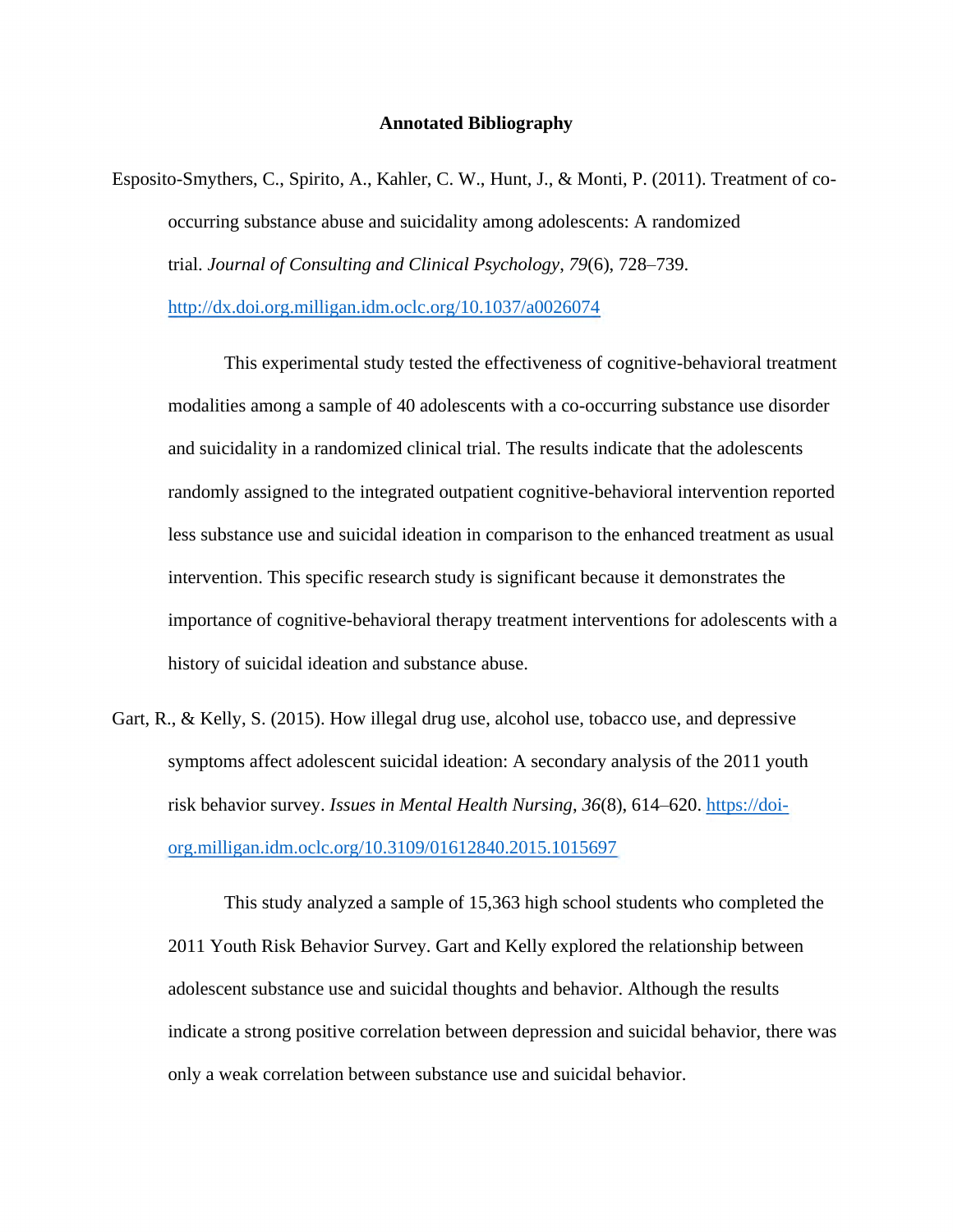# Annotated Bibliography

Esposito-Smythers, C., Spirito, A., Kahler, C. W., Hunt, J., & Monti, P. (2011). Treatment of co-occurring substance abuse and suicidality among adolescents: A randomized trial. *Journal of Consulting and Clinical Psychology*, *79*(6), 728–739. http://dx.doi.org.milligan.idm.oclc.org/10.1037/a0026074

This experimental study tested the effectiveness of cognitive-behavioral treatment modalities among a sample of 40 adolescents with a co-occurring substance use disorder and suicidality in a randomized clinical trial. The results indicate that the adolescents randomly assigned to the integrated outpatient cognitive-behavioral intervention reported less substance use and suicidal ideation in comparison to the enhanced treatment as usual intervention. This specific research study is significant because it demonstrates the importance of cognitive-behavioral therapy treatment interventions for adolescents with a history of suicidal ideation and substance abuse.

Gart, R., & Kelly, S. (2015). How illegal drug use, alcohol use, tobacco use, and depressive symptoms affect adolescent suicidal ideation: A secondary analysis of the 2011 youth risk behavior survey. *Issues in Mental Health Nursing*, *36*(8), 614–620. https://doi-org.milligan.idm.oclc.org/10.3109/01612840.2015.1015697

This study analyzed a sample of 15,363 high school students who completed the 2011 Youth Risk Behavior Survey. Gart and Kelly explored the relationship between adolescent substance use and suicidal thoughts and behavior. Although the results indicate a strong positive correlation between depression and suicidal behavior, there was only a weak correlation between substance use and suicidal behavior.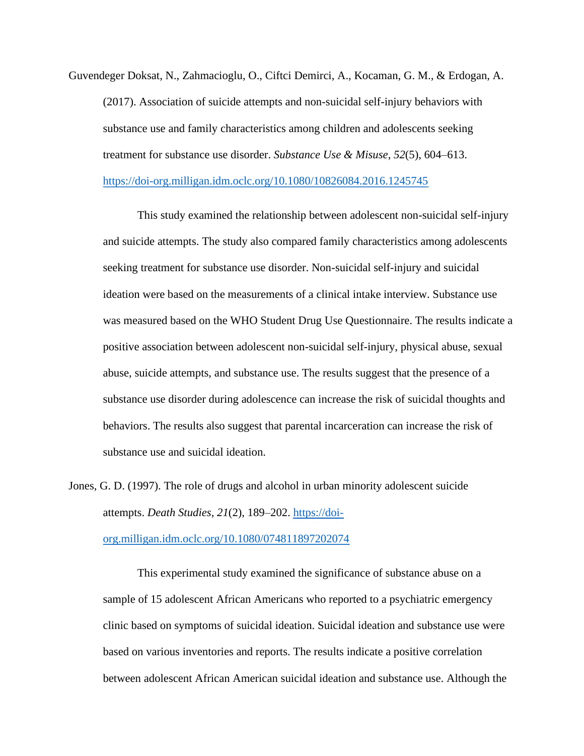Guvendeger Doksat, N., Zahmacioglu, O., Ciftci Demirci, A., Kocaman, G. M., & Erdogan, A. (2017). Association of suicide attempts and non-suicidal self-injury behaviors with substance use and family characteristics among children and adolescents seeking treatment for substance use disorder. *Substance Use & Misuse*, *52*(5), 604–613. [https://doi-org.milligan.idm.oclc.org/10.1080/10826084.2016.1245745](https://doi-org.milligan.idm.oclc.org/10.1080/10826084.2016.1245745)

This study examined the relationship between adolescent non-suicidal self-injury and suicide attempts. The study also compared family characteristics among adolescents seeking treatment for substance use disorder. Non-suicidal self-injury and suicidal ideation were based on the measurements of a clinical intake interview. Substance use was measured based on the WHO Student Drug Use Questionnaire. The results indicate a positive association between adolescent non-suicidal self-injury, physical abuse, sexual abuse, suicide attempts, and substance use. The results suggest that the presence of a substance use disorder during adolescence can increase the risk of suicidal thoughts and behaviors. The results also suggest that parental incarceration can increase the risk of substance use and suicidal ideation.

Jones, G. D. (1997). The role of drugs and alcohol in urban minority adolescent suicide attempts. *Death Studies*, *21*(2), 189–202. [https://doi-org.milligan.idm.oclc.org/10.1080/074811897202074](https://doi-org.milligan.idm.oclc.org/10.1080/074811897202074)

This experimental study examined the significance of substance abuse on a sample of 15 adolescent African Americans who reported to a psychiatric emergency clinic based on symptoms of suicidal ideation. Suicidal ideation and substance use were based on various inventories and reports. The results indicate a positive correlation between adolescent African American suicidal ideation and substance use. Although the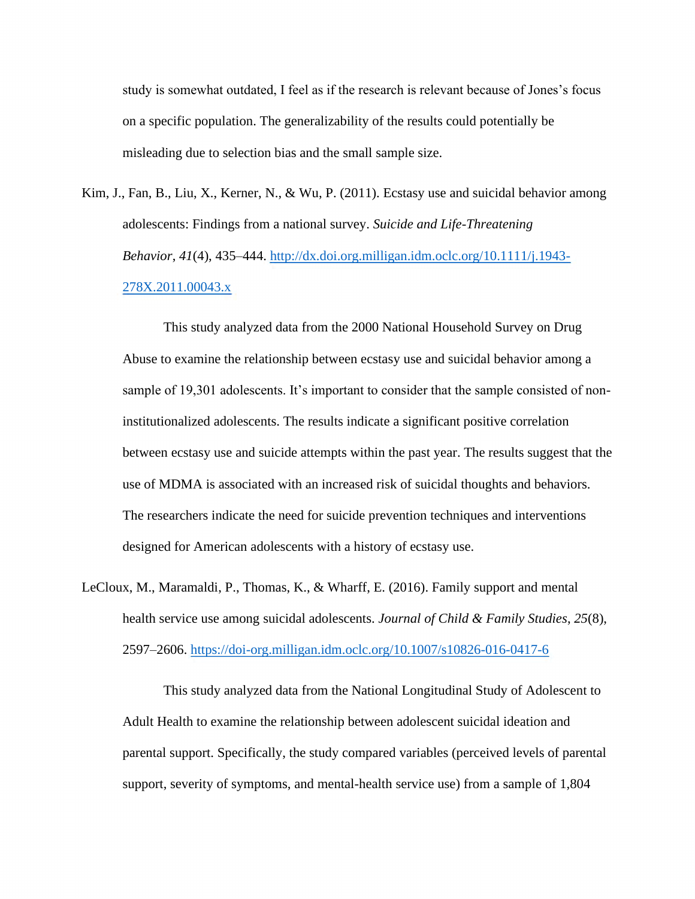study is somewhat outdated, I feel as if the research is relevant because of Jones's focus on a specific population. The generalizability of the results could potentially be misleading due to selection bias and the small sample size.

Kim, J., Fan, B., Liu, X., Kerner, N., & Wu, P. (2011). Ecstasy use and suicidal behavior among adolescents: Findings from a national survey. *Suicide and Life-Threatening Behavior*, *41*(4), 435–444. [http://dx.doi.org.milligan.idm.oclc.org/10.1111/j.1943-278X.2011.00043.x](http://dx.doi.org.milligan.idm.oclc.org/10.1111/j.1943-278X.2011.00043.x)

This study analyzed data from the 2000 National Household Survey on Drug Abuse to examine the relationship between ecstasy use and suicidal behavior among a sample of 19,301 adolescents. It's important to consider that the sample consisted of non-institutionalized adolescents. The results indicate a significant positive correlation between ecstasy use and suicide attempts within the past year. The results suggest that the use of MDMA is associated with an increased risk of suicidal thoughts and behaviors. The researchers indicate the need for suicide prevention techniques and interventions designed for American adolescents with a history of ecstasy use.

LeCloux, M., Maramaldi, P., Thomas, K., & Wharff, E. (2016). Family support and mental health service use among suicidal adolescents. *Journal of Child & Family Studies*, *25*(8), 2597–2606. [https://doi-org.milligan.idm.oclc.org/10.1007/s10826-016-0417-6](https://doi-org.milligan.idm.oclc.org/10.1007/s10826-016-0417-6)

This study analyzed data from the National Longitudinal Study of Adolescent to Adult Health to examine the relationship between adolescent suicidal ideation and parental support. Specifically, the study compared variables (perceived levels of parental support, severity of symptoms, and mental-health service use) from a sample of 1,804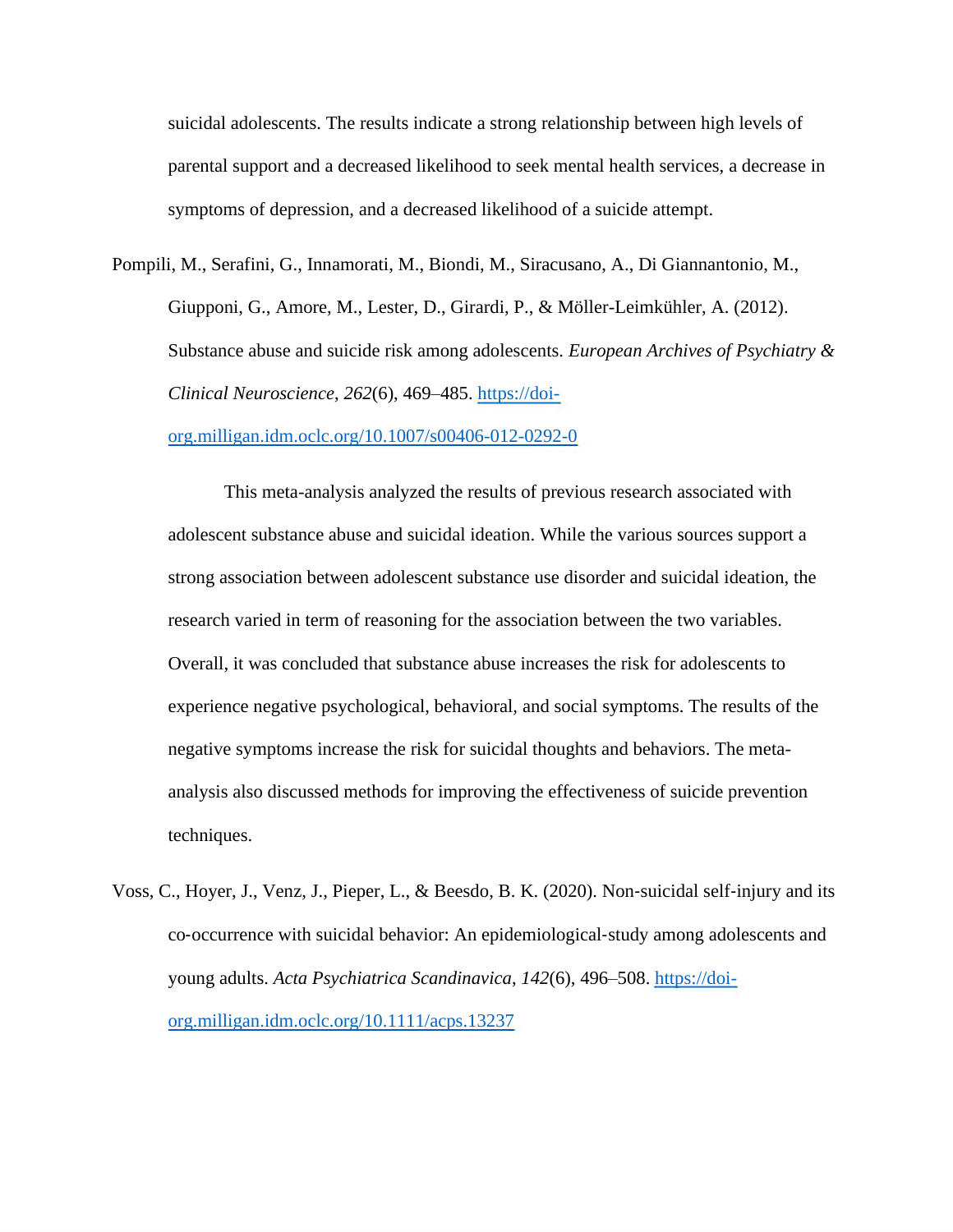suicidal adolescents. The results indicate a strong relationship between high levels of parental support and a decreased likelihood to seek mental health services, a decrease in symptoms of depression, and a decreased likelihood of a suicide attempt.

Pompili, M., Serafini, G., Innamorati, M., Biondi, M., Siracusano, A., Di Giannantonio, M., Giupponi, G., Amore, M., Lester, D., Girardi, P., & Möller-Leimkühler, A. (2012). Substance abuse and suicide risk among adolescents. *European Archives of Psychiatry & Clinical Neuroscience*, *262*(6), 469–485. [https://doi-org.milligan.idm.oclc.org/10.1007/s00406-012-0292-0](https://doi-org.milligan.idm.oclc.org/10.1007/s00406-012-0292-0)

This meta-analysis analyzed the results of previous research associated with adolescent substance abuse and suicidal ideation. While the various sources support a strong association between adolescent substance use disorder and suicidal ideation, the research varied in term of reasoning for the association between the two variables. Overall, it was concluded that substance abuse increases the risk for adolescents to experience negative psychological, behavioral, and social symptoms. The results of the negative symptoms increase the risk for suicidal thoughts and behaviors. The meta-analysis also discussed methods for improving the effectiveness of suicide prevention techniques.

Voss, C., Hoyer, J., Venz, J., Pieper, L., & Beesdo, B. K. (2020). Non-suicidal self-injury and its co-occurrence with suicidal behavior: An epidemiological-study among adolescents and young adults. *Acta Psychiatrica Scandinavica*, *142*(6), 496–508. [https://doi-org.milligan.idm.oclc.org/10.1111/acps.13237](https://doi-org.milligan.idm.oclc.org/10.1111/acps.13237)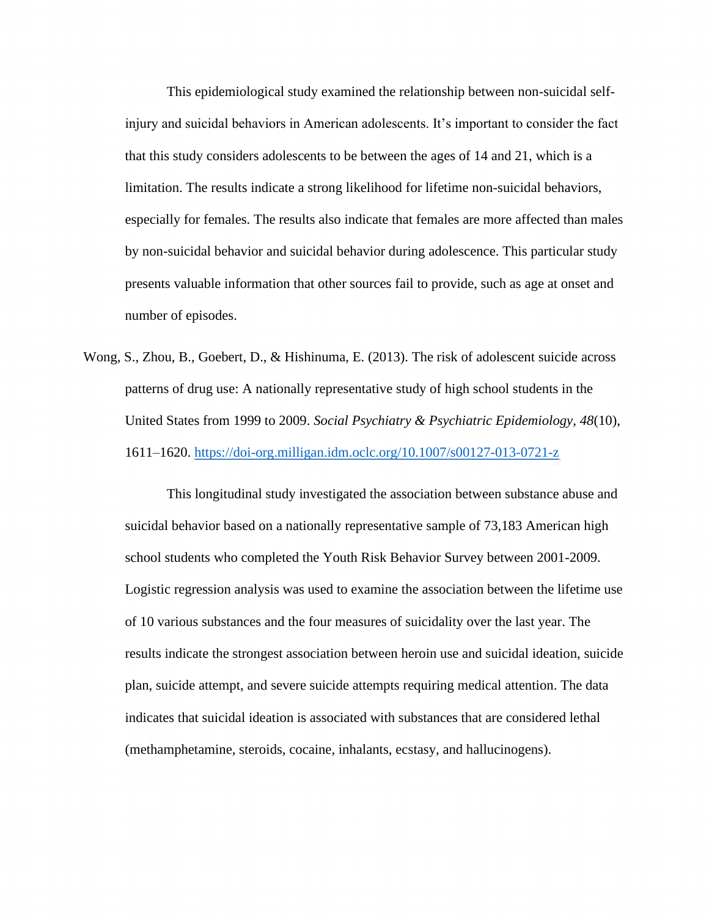This epidemiological study examined the relationship between non-suicidal self-injury and suicidal behaviors in American adolescents. It's important to consider the fact that this study considers adolescents to be between the ages of 14 and 21, which is a limitation. The results indicate a strong likelihood for lifetime non-suicidal behaviors, especially for females. The results also indicate that females are more affected than males by non-suicidal behavior and suicidal behavior during adolescence. This particular study presents valuable information that other sources fail to provide, such as age at onset and number of episodes.

Wong, S., Zhou, B., Goebert, D., & Hishinuma, E. (2013). The risk of adolescent suicide across patterns of drug use: A nationally representative study of high school students in the United States from 1999 to 2009. *Social Psychiatry & Psychiatric Epidemiology*, *48*(10), 1611–1620. https://doi-org.milligan.idm.oclc.org/10.1007/s00127-013-0721-z

This longitudinal study investigated the association between substance abuse and suicidal behavior based on a nationally representative sample of 73,183 American high school students who completed the Youth Risk Behavior Survey between 2001-2009. Logistic regression analysis was used to examine the association between the lifetime use of 10 various substances and the four measures of suicidality over the last year. The results indicate the strongest association between heroin use and suicidal ideation, suicide plan, suicide attempt, and severe suicide attempts requiring medical attention. The data indicates that suicidal ideation is associated with substances that are considered lethal (methamphetamine, steroids, cocaine, inhalants, ecstasy, and hallucinogens).